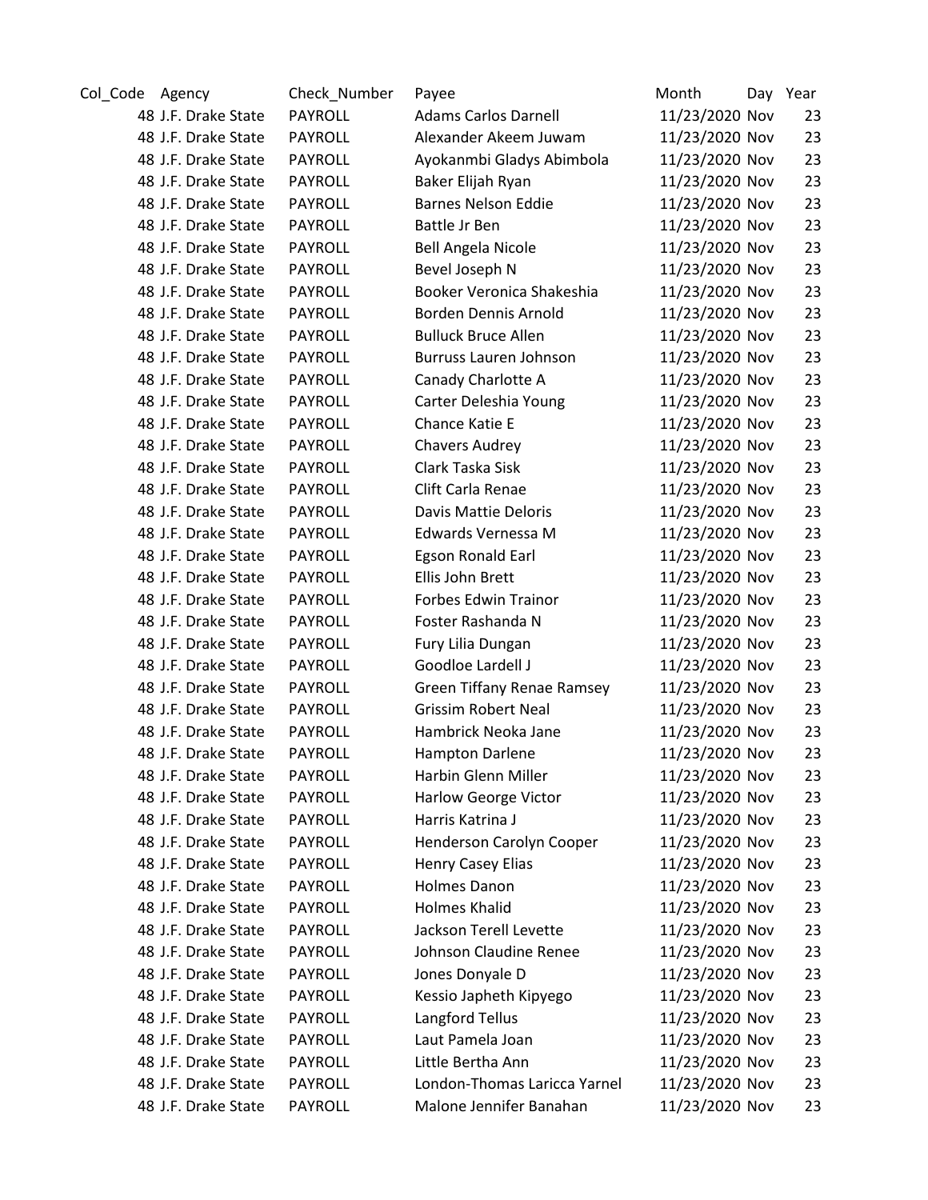| Col_Code | Agency | Check_Number | Payee | Month | Day | Year |
|---|---|---|---|---|---|---|
| 48 | J.F. Drake State | PAYROLL | Adams Carlos Darnell | 11/23/2020 | Nov | 23 |
| 48 | J.F. Drake State | PAYROLL | Alexander Akeem Juwam | 11/23/2020 | Nov | 23 |
| 48 | J.F. Drake State | PAYROLL | Ayokanmbi Gladys Abimbola | 11/23/2020 | Nov | 23 |
| 48 | J.F. Drake State | PAYROLL | Baker Elijah Ryan | 11/23/2020 | Nov | 23 |
| 48 | J.F. Drake State | PAYROLL | Barnes Nelson Eddie | 11/23/2020 | Nov | 23 |
| 48 | J.F. Drake State | PAYROLL | Battle Jr Ben | 11/23/2020 | Nov | 23 |
| 48 | J.F. Drake State | PAYROLL | Bell Angela Nicole | 11/23/2020 | Nov | 23 |
| 48 | J.F. Drake State | PAYROLL | Bevel Joseph N | 11/23/2020 | Nov | 23 |
| 48 | J.F. Drake State | PAYROLL | Booker Veronica Shakeshia | 11/23/2020 | Nov | 23 |
| 48 | J.F. Drake State | PAYROLL | Borden Dennis Arnold | 11/23/2020 | Nov | 23 |
| 48 | J.F. Drake State | PAYROLL | Bulluck Bruce Allen | 11/23/2020 | Nov | 23 |
| 48 | J.F. Drake State | PAYROLL | Burruss Lauren Johnson | 11/23/2020 | Nov | 23 |
| 48 | J.F. Drake State | PAYROLL | Canady Charlotte A | 11/23/2020 | Nov | 23 |
| 48 | J.F. Drake State | PAYROLL | Carter Deleshia Young | 11/23/2020 | Nov | 23 |
| 48 | J.F. Drake State | PAYROLL | Chance Katie E | 11/23/2020 | Nov | 23 |
| 48 | J.F. Drake State | PAYROLL | Chavers Audrey | 11/23/2020 | Nov | 23 |
| 48 | J.F. Drake State | PAYROLL | Clark Taska Sisk | 11/23/2020 | Nov | 23 |
| 48 | J.F. Drake State | PAYROLL | Clift Carla Renae | 11/23/2020 | Nov | 23 |
| 48 | J.F. Drake State | PAYROLL | Davis Mattie Deloris | 11/23/2020 | Nov | 23 |
| 48 | J.F. Drake State | PAYROLL | Edwards Vernessa M | 11/23/2020 | Nov | 23 |
| 48 | J.F. Drake State | PAYROLL | Egson Ronald Earl | 11/23/2020 | Nov | 23 |
| 48 | J.F. Drake State | PAYROLL | Ellis John Brett | 11/23/2020 | Nov | 23 |
| 48 | J.F. Drake State | PAYROLL | Forbes Edwin Trainor | 11/23/2020 | Nov | 23 |
| 48 | J.F. Drake State | PAYROLL | Foster Rashanda N | 11/23/2020 | Nov | 23 |
| 48 | J.F. Drake State | PAYROLL | Fury Lilia Dungan | 11/23/2020 | Nov | 23 |
| 48 | J.F. Drake State | PAYROLL | Goodloe Lardell J | 11/23/2020 | Nov | 23 |
| 48 | J.F. Drake State | PAYROLL | Green Tiffany Renae Ramsey | 11/23/2020 | Nov | 23 |
| 48 | J.F. Drake State | PAYROLL | Grissim Robert Neal | 11/23/2020 | Nov | 23 |
| 48 | J.F. Drake State | PAYROLL | Hambrick Neoka Jane | 11/23/2020 | Nov | 23 |
| 48 | J.F. Drake State | PAYROLL | Hampton Darlene | 11/23/2020 | Nov | 23 |
| 48 | J.F. Drake State | PAYROLL | Harbin Glenn Miller | 11/23/2020 | Nov | 23 |
| 48 | J.F. Drake State | PAYROLL | Harlow George Victor | 11/23/2020 | Nov | 23 |
| 48 | J.F. Drake State | PAYROLL | Harris Katrina J | 11/23/2020 | Nov | 23 |
| 48 | J.F. Drake State | PAYROLL | Henderson Carolyn Cooper | 11/23/2020 | Nov | 23 |
| 48 | J.F. Drake State | PAYROLL | Henry Casey Elias | 11/23/2020 | Nov | 23 |
| 48 | J.F. Drake State | PAYROLL | Holmes Danon | 11/23/2020 | Nov | 23 |
| 48 | J.F. Drake State | PAYROLL | Holmes Khalid | 11/23/2020 | Nov | 23 |
| 48 | J.F. Drake State | PAYROLL | Jackson Terell Levette | 11/23/2020 | Nov | 23 |
| 48 | J.F. Drake State | PAYROLL | Johnson Claudine Renee | 11/23/2020 | Nov | 23 |
| 48 | J.F. Drake State | PAYROLL | Jones Donyale D | 11/23/2020 | Nov | 23 |
| 48 | J.F. Drake State | PAYROLL | Kessio Japheth Kipyego | 11/23/2020 | Nov | 23 |
| 48 | J.F. Drake State | PAYROLL | Langford Tellus | 11/23/2020 | Nov | 23 |
| 48 | J.F. Drake State | PAYROLL | Laut Pamela Joan | 11/23/2020 | Nov | 23 |
| 48 | J.F. Drake State | PAYROLL | Little Bertha Ann | 11/23/2020 | Nov | 23 |
| 48 | J.F. Drake State | PAYROLL | London-Thomas Laricca Yarnel | 11/23/2020 | Nov | 23 |
| 48 | J.F. Drake State | PAYROLL | Malone Jennifer Banahan | 11/23/2020 | Nov | 23 |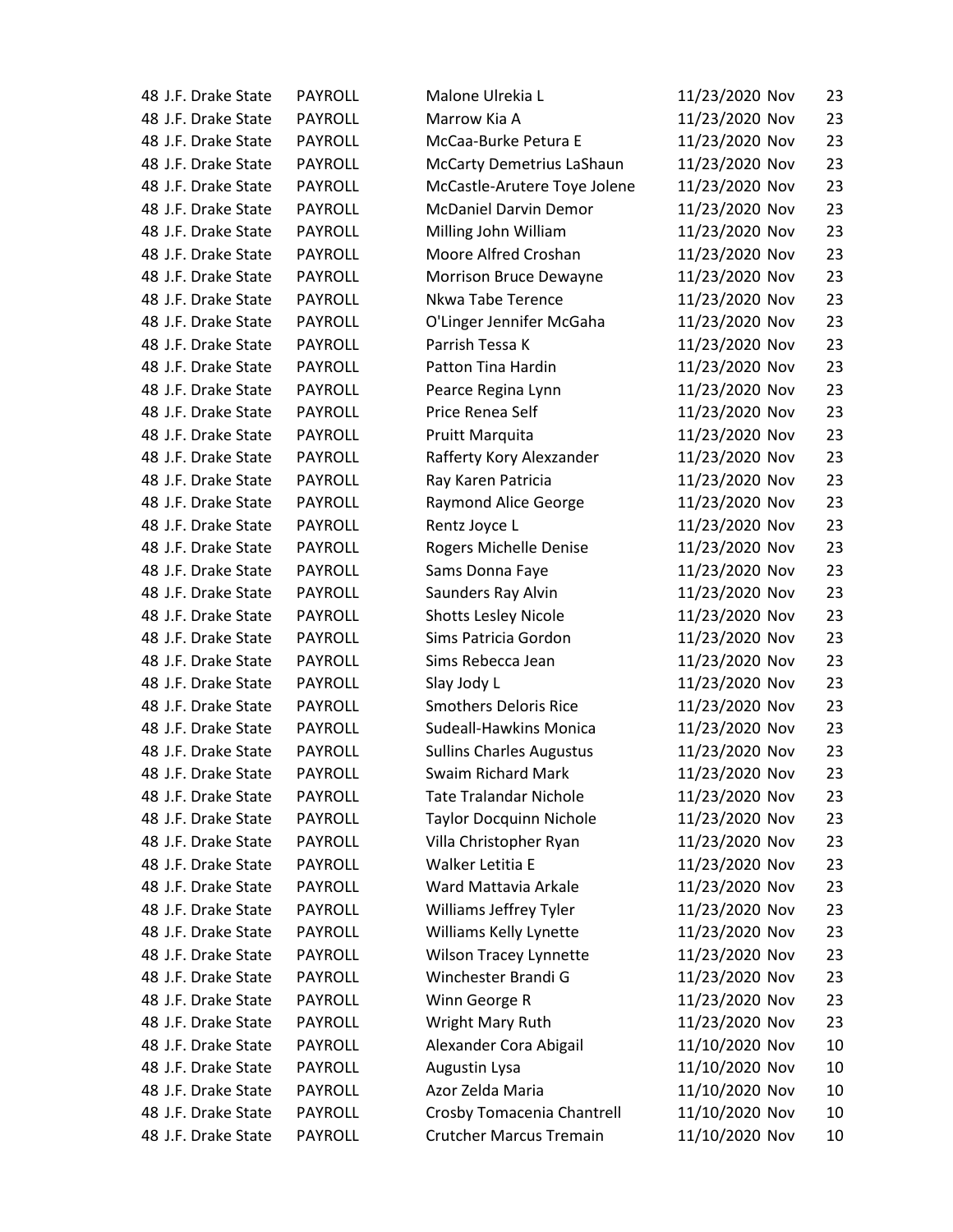| | | | | | |
|---|---|---|---|---|---|
| 48 J.F. Drake State | PAYROLL | Malone Ulrekia L | 11/23/2020 | Nov | 23 |
| 48 J.F. Drake State | PAYROLL | Marrow Kia A | 11/23/2020 | Nov | 23 |
| 48 J.F. Drake State | PAYROLL | McCaa-Burke Petura E | 11/23/2020 | Nov | 23 |
| 48 J.F. Drake State | PAYROLL | McCarty Demetrius LaShaun | 11/23/2020 | Nov | 23 |
| 48 J.F. Drake State | PAYROLL | McCastle-Arutere Toye Jolene | 11/23/2020 | Nov | 23 |
| 48 J.F. Drake State | PAYROLL | McDaniel Darvin Demor | 11/23/2020 | Nov | 23 |
| 48 J.F. Drake State | PAYROLL | Milling John William | 11/23/2020 | Nov | 23 |
| 48 J.F. Drake State | PAYROLL | Moore Alfred Croshan | 11/23/2020 | Nov | 23 |
| 48 J.F. Drake State | PAYROLL | Morrison Bruce Dewayne | 11/23/2020 | Nov | 23 |
| 48 J.F. Drake State | PAYROLL | Nkwa Tabe Terence | 11/23/2020 | Nov | 23 |
| 48 J.F. Drake State | PAYROLL | O'Linger Jennifer McGaha | 11/23/2020 | Nov | 23 |
| 48 J.F. Drake State | PAYROLL | Parrish Tessa K | 11/23/2020 | Nov | 23 |
| 48 J.F. Drake State | PAYROLL | Patton Tina Hardin | 11/23/2020 | Nov | 23 |
| 48 J.F. Drake State | PAYROLL | Pearce Regina Lynn | 11/23/2020 | Nov | 23 |
| 48 J.F. Drake State | PAYROLL | Price Renea Self | 11/23/2020 | Nov | 23 |
| 48 J.F. Drake State | PAYROLL | Pruitt Marquita | 11/23/2020 | Nov | 23 |
| 48 J.F. Drake State | PAYROLL | Rafferty Kory Alexzander | 11/23/2020 | Nov | 23 |
| 48 J.F. Drake State | PAYROLL | Ray Karen Patricia | 11/23/2020 | Nov | 23 |
| 48 J.F. Drake State | PAYROLL | Raymond Alice George | 11/23/2020 | Nov | 23 |
| 48 J.F. Drake State | PAYROLL | Rentz Joyce L | 11/23/2020 | Nov | 23 |
| 48 J.F. Drake State | PAYROLL | Rogers Michelle Denise | 11/23/2020 | Nov | 23 |
| 48 J.F. Drake State | PAYROLL | Sams Donna Faye | 11/23/2020 | Nov | 23 |
| 48 J.F. Drake State | PAYROLL | Saunders Ray Alvin | 11/23/2020 | Nov | 23 |
| 48 J.F. Drake State | PAYROLL | Shotts Lesley Nicole | 11/23/2020 | Nov | 23 |
| 48 J.F. Drake State | PAYROLL | Sims Patricia Gordon | 11/23/2020 | Nov | 23 |
| 48 J.F. Drake State | PAYROLL | Sims Rebecca Jean | 11/23/2020 | Nov | 23 |
| 48 J.F. Drake State | PAYROLL | Slay Jody L | 11/23/2020 | Nov | 23 |
| 48 J.F. Drake State | PAYROLL | Smothers Deloris Rice | 11/23/2020 | Nov | 23 |
| 48 J.F. Drake State | PAYROLL | Sudeall-Hawkins Monica | 11/23/2020 | Nov | 23 |
| 48 J.F. Drake State | PAYROLL | Sullins Charles Augustus | 11/23/2020 | Nov | 23 |
| 48 J.F. Drake State | PAYROLL | Swaim Richard Mark | 11/23/2020 | Nov | 23 |
| 48 J.F. Drake State | PAYROLL | Tate Tralandar Nichole | 11/23/2020 | Nov | 23 |
| 48 J.F. Drake State | PAYROLL | Taylor Docquinn Nichole | 11/23/2020 | Nov | 23 |
| 48 J.F. Drake State | PAYROLL | Villa Christopher Ryan | 11/23/2020 | Nov | 23 |
| 48 J.F. Drake State | PAYROLL | Walker Letitia E | 11/23/2020 | Nov | 23 |
| 48 J.F. Drake State | PAYROLL | Ward Mattavia Arkale | 11/23/2020 | Nov | 23 |
| 48 J.F. Drake State | PAYROLL | Williams Jeffrey Tyler | 11/23/2020 | Nov | 23 |
| 48 J.F. Drake State | PAYROLL | Williams Kelly Lynette | 11/23/2020 | Nov | 23 |
| 48 J.F. Drake State | PAYROLL | Wilson Tracey Lynnette | 11/23/2020 | Nov | 23 |
| 48 J.F. Drake State | PAYROLL | Winchester Brandi G | 11/23/2020 | Nov | 23 |
| 48 J.F. Drake State | PAYROLL | Winn George R | 11/23/2020 | Nov | 23 |
| 48 J.F. Drake State | PAYROLL | Wright Mary Ruth | 11/23/2020 | Nov | 23 |
| 48 J.F. Drake State | PAYROLL | Alexander Cora Abigail | 11/10/2020 | Nov | 10 |
| 48 J.F. Drake State | PAYROLL | Augustin Lysa | 11/10/2020 | Nov | 10 |
| 48 J.F. Drake State | PAYROLL | Azor Zelda Maria | 11/10/2020 | Nov | 10 |
| 48 J.F. Drake State | PAYROLL | Crosby Tomacenia Chantrell | 11/10/2020 | Nov | 10 |
| 48 J.F. Drake State | PAYROLL | Crutcher Marcus Tremain | 11/10/2020 | Nov | 10 |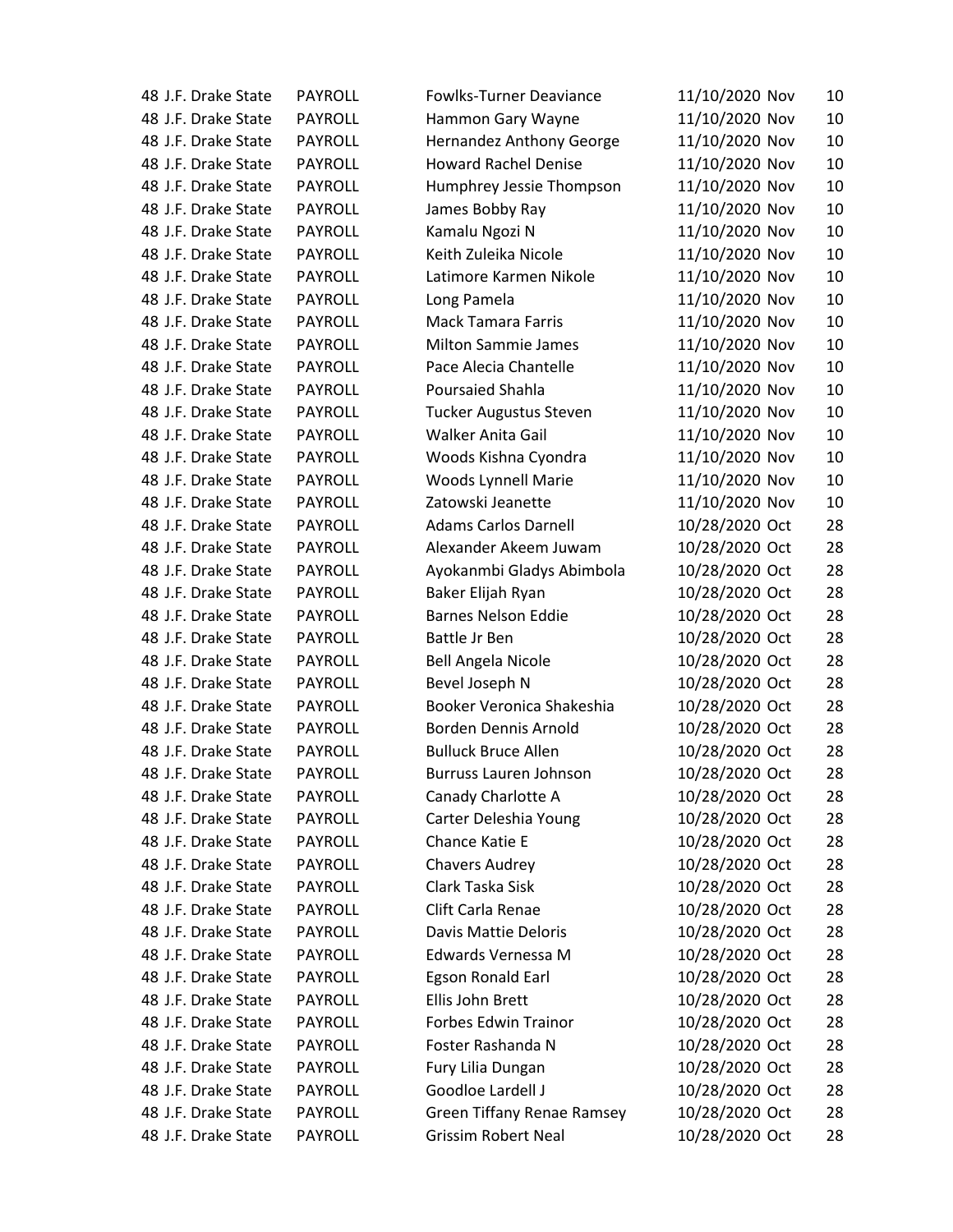| | | | | | |
|---|---|---|---|---|---|
| 48 J.F. Drake State | PAYROLL | Fowlks-Turner Deaviance | 11/10/2020 | Nov | 10 |
| 48 J.F. Drake State | PAYROLL | Hammon Gary Wayne | 11/10/2020 | Nov | 10 |
| 48 J.F. Drake State | PAYROLL | Hernandez Anthony George | 11/10/2020 | Nov | 10 |
| 48 J.F. Drake State | PAYROLL | Howard Rachel Denise | 11/10/2020 | Nov | 10 |
| 48 J.F. Drake State | PAYROLL | Humphrey Jessie Thompson | 11/10/2020 | Nov | 10 |
| 48 J.F. Drake State | PAYROLL | James Bobby Ray | 11/10/2020 | Nov | 10 |
| 48 J.F. Drake State | PAYROLL | Kamalu Ngozi N | 11/10/2020 | Nov | 10 |
| 48 J.F. Drake State | PAYROLL | Keith Zuleika Nicole | 11/10/2020 | Nov | 10 |
| 48 J.F. Drake State | PAYROLL | Latimore Karmen Nikole | 11/10/2020 | Nov | 10 |
| 48 J.F. Drake State | PAYROLL | Long Pamela | 11/10/2020 | Nov | 10 |
| 48 J.F. Drake State | PAYROLL | Mack Tamara Farris | 11/10/2020 | Nov | 10 |
| 48 J.F. Drake State | PAYROLL | Milton Sammie James | 11/10/2020 | Nov | 10 |
| 48 J.F. Drake State | PAYROLL | Pace Alecia Chantelle | 11/10/2020 | Nov | 10 |
| 48 J.F. Drake State | PAYROLL | Poursaied Shahla | 11/10/2020 | Nov | 10 |
| 48 J.F. Drake State | PAYROLL | Tucker Augustus Steven | 11/10/2020 | Nov | 10 |
| 48 J.F. Drake State | PAYROLL | Walker Anita Gail | 11/10/2020 | Nov | 10 |
| 48 J.F. Drake State | PAYROLL | Woods Kishna Cyondra | 11/10/2020 | Nov | 10 |
| 48 J.F. Drake State | PAYROLL | Woods Lynnell Marie | 11/10/2020 | Nov | 10 |
| 48 J.F. Drake State | PAYROLL | Zatowski Jeanette | 11/10/2020 | Nov | 10 |
| 48 J.F. Drake State | PAYROLL | Adams Carlos Darnell | 10/28/2020 | Oct | 28 |
| 48 J.F. Drake State | PAYROLL | Alexander Akeem Juwam | 10/28/2020 | Oct | 28 |
| 48 J.F. Drake State | PAYROLL | Ayokanmbi Gladys Abimbola | 10/28/2020 | Oct | 28 |
| 48 J.F. Drake State | PAYROLL | Baker Elijah Ryan | 10/28/2020 | Oct | 28 |
| 48 J.F. Drake State | PAYROLL | Barnes Nelson Eddie | 10/28/2020 | Oct | 28 |
| 48 J.F. Drake State | PAYROLL | Battle Jr Ben | 10/28/2020 | Oct | 28 |
| 48 J.F. Drake State | PAYROLL | Bell Angela Nicole | 10/28/2020 | Oct | 28 |
| 48 J.F. Drake State | PAYROLL | Bevel Joseph N | 10/28/2020 | Oct | 28 |
| 48 J.F. Drake State | PAYROLL | Booker Veronica Shakeshia | 10/28/2020 | Oct | 28 |
| 48 J.F. Drake State | PAYROLL | Borden Dennis Arnold | 10/28/2020 | Oct | 28 |
| 48 J.F. Drake State | PAYROLL | Bulluck Bruce Allen | 10/28/2020 | Oct | 28 |
| 48 J.F. Drake State | PAYROLL | Burruss Lauren Johnson | 10/28/2020 | Oct | 28 |
| 48 J.F. Drake State | PAYROLL | Canady Charlotte A | 10/28/2020 | Oct | 28 |
| 48 J.F. Drake State | PAYROLL | Carter Deleshia Young | 10/28/2020 | Oct | 28 |
| 48 J.F. Drake State | PAYROLL | Chance Katie E | 10/28/2020 | Oct | 28 |
| 48 J.F. Drake State | PAYROLL | Chavers Audrey | 10/28/2020 | Oct | 28 |
| 48 J.F. Drake State | PAYROLL | Clark Taska Sisk | 10/28/2020 | Oct | 28 |
| 48 J.F. Drake State | PAYROLL | Clift Carla Renae | 10/28/2020 | Oct | 28 |
| 48 J.F. Drake State | PAYROLL | Davis Mattie Deloris | 10/28/2020 | Oct | 28 |
| 48 J.F. Drake State | PAYROLL | Edwards Vernessa M | 10/28/2020 | Oct | 28 |
| 48 J.F. Drake State | PAYROLL | Egson Ronald Earl | 10/28/2020 | Oct | 28 |
| 48 J.F. Drake State | PAYROLL | Ellis John Brett | 10/28/2020 | Oct | 28 |
| 48 J.F. Drake State | PAYROLL | Forbes Edwin Trainor | 10/28/2020 | Oct | 28 |
| 48 J.F. Drake State | PAYROLL | Foster Rashanda N | 10/28/2020 | Oct | 28 |
| 48 J.F. Drake State | PAYROLL | Fury Lilia Dungan | 10/28/2020 | Oct | 28 |
| 48 J.F. Drake State | PAYROLL | Goodloe Lardell J | 10/28/2020 | Oct | 28 |
| 48 J.F. Drake State | PAYROLL | Green Tiffany Renae Ramsey | 10/28/2020 | Oct | 28 |
| 48 J.F. Drake State | PAYROLL | Grissim Robert Neal | 10/28/2020 | Oct | 28 |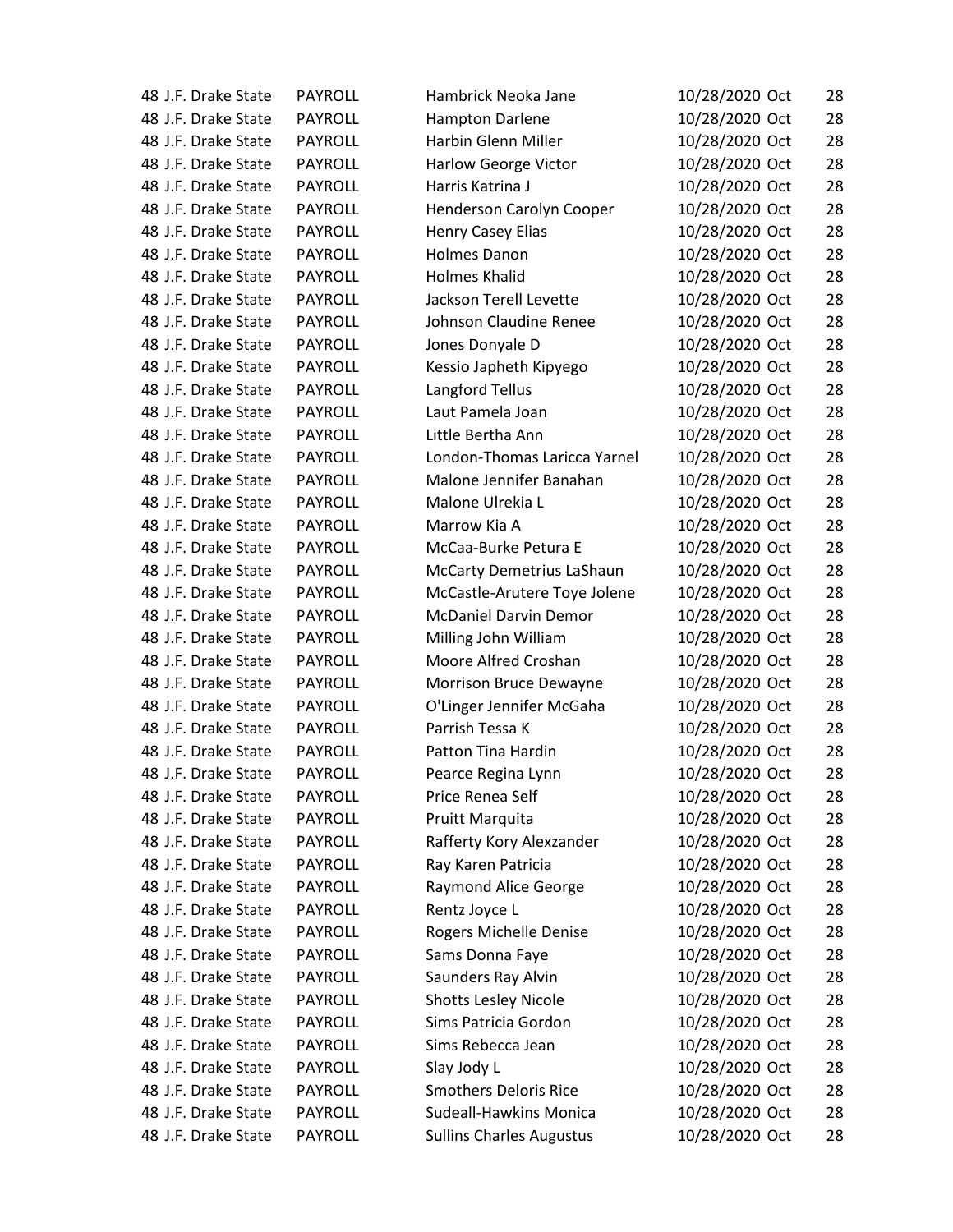| | | | | | |
|---|---|---|---|---|---|
| 48 J.F. Drake State | PAYROLL | Hambrick Neoka Jane | 10/28/2020 | Oct | 28 |
| 48 J.F. Drake State | PAYROLL | Hampton Darlene | 10/28/2020 | Oct | 28 |
| 48 J.F. Drake State | PAYROLL | Harbin Glenn Miller | 10/28/2020 | Oct | 28 |
| 48 J.F. Drake State | PAYROLL | Harlow George Victor | 10/28/2020 | Oct | 28 |
| 48 J.F. Drake State | PAYROLL | Harris Katrina J | 10/28/2020 | Oct | 28 |
| 48 J.F. Drake State | PAYROLL | Henderson Carolyn Cooper | 10/28/2020 | Oct | 28 |
| 48 J.F. Drake State | PAYROLL | Henry Casey Elias | 10/28/2020 | Oct | 28 |
| 48 J.F. Drake State | PAYROLL | Holmes Danon | 10/28/2020 | Oct | 28 |
| 48 J.F. Drake State | PAYROLL | Holmes Khalid | 10/28/2020 | Oct | 28 |
| 48 J.F. Drake State | PAYROLL | Jackson Terell Levette | 10/28/2020 | Oct | 28 |
| 48 J.F. Drake State | PAYROLL | Johnson Claudine Renee | 10/28/2020 | Oct | 28 |
| 48 J.F. Drake State | PAYROLL | Jones Donyale D | 10/28/2020 | Oct | 28 |
| 48 J.F. Drake State | PAYROLL | Kessio Japheth Kipyego | 10/28/2020 | Oct | 28 |
| 48 J.F. Drake State | PAYROLL | Langford Tellus | 10/28/2020 | Oct | 28 |
| 48 J.F. Drake State | PAYROLL | Laut Pamela Joan | 10/28/2020 | Oct | 28 |
| 48 J.F. Drake State | PAYROLL | Little Bertha Ann | 10/28/2020 | Oct | 28 |
| 48 J.F. Drake State | PAYROLL | London-Thomas Laricca Yarnel | 10/28/2020 | Oct | 28 |
| 48 J.F. Drake State | PAYROLL | Malone Jennifer Banahan | 10/28/2020 | Oct | 28 |
| 48 J.F. Drake State | PAYROLL | Malone Ulrekia L | 10/28/2020 | Oct | 28 |
| 48 J.F. Drake State | PAYROLL | Marrow Kia A | 10/28/2020 | Oct | 28 |
| 48 J.F. Drake State | PAYROLL | McCaa-Burke Petura E | 10/28/2020 | Oct | 28 |
| 48 J.F. Drake State | PAYROLL | McCarty Demetrius LaShaun | 10/28/2020 | Oct | 28 |
| 48 J.F. Drake State | PAYROLL | McCastle-Arutere Toye Jolene | 10/28/2020 | Oct | 28 |
| 48 J.F. Drake State | PAYROLL | McDaniel Darvin Demor | 10/28/2020 | Oct | 28 |
| 48 J.F. Drake State | PAYROLL | Milling John William | 10/28/2020 | Oct | 28 |
| 48 J.F. Drake State | PAYROLL | Moore Alfred Croshan | 10/28/2020 | Oct | 28 |
| 48 J.F. Drake State | PAYROLL | Morrison Bruce Dewayne | 10/28/2020 | Oct | 28 |
| 48 J.F. Drake State | PAYROLL | O'Linger Jennifer McGaha | 10/28/2020 | Oct | 28 |
| 48 J.F. Drake State | PAYROLL | Parrish Tessa K | 10/28/2020 | Oct | 28 |
| 48 J.F. Drake State | PAYROLL | Patton Tina Hardin | 10/28/2020 | Oct | 28 |
| 48 J.F. Drake State | PAYROLL | Pearce Regina Lynn | 10/28/2020 | Oct | 28 |
| 48 J.F. Drake State | PAYROLL | Price Renea Self | 10/28/2020 | Oct | 28 |
| 48 J.F. Drake State | PAYROLL | Pruitt Marquita | 10/28/2020 | Oct | 28 |
| 48 J.F. Drake State | PAYROLL | Rafferty Kory Alexzander | 10/28/2020 | Oct | 28 |
| 48 J.F. Drake State | PAYROLL | Ray Karen Patricia | 10/28/2020 | Oct | 28 |
| 48 J.F. Drake State | PAYROLL | Raymond Alice George | 10/28/2020 | Oct | 28 |
| 48 J.F. Drake State | PAYROLL | Rentz Joyce L | 10/28/2020 | Oct | 28 |
| 48 J.F. Drake State | PAYROLL | Rogers Michelle Denise | 10/28/2020 | Oct | 28 |
| 48 J.F. Drake State | PAYROLL | Sams Donna Faye | 10/28/2020 | Oct | 28 |
| 48 J.F. Drake State | PAYROLL | Saunders Ray Alvin | 10/28/2020 | Oct | 28 |
| 48 J.F. Drake State | PAYROLL | Shotts Lesley Nicole | 10/28/2020 | Oct | 28 |
| 48 J.F. Drake State | PAYROLL | Sims Patricia Gordon | 10/28/2020 | Oct | 28 |
| 48 J.F. Drake State | PAYROLL | Sims Rebecca Jean | 10/28/2020 | Oct | 28 |
| 48 J.F. Drake State | PAYROLL | Slay Jody L | 10/28/2020 | Oct | 28 |
| 48 J.F. Drake State | PAYROLL | Smothers Deloris Rice | 10/28/2020 | Oct | 28 |
| 48 J.F. Drake State | PAYROLL | Sudeall-Hawkins Monica | 10/28/2020 | Oct | 28 |
| 48 J.F. Drake State | PAYROLL | Sullins Charles Augustus | 10/28/2020 | Oct | 28 |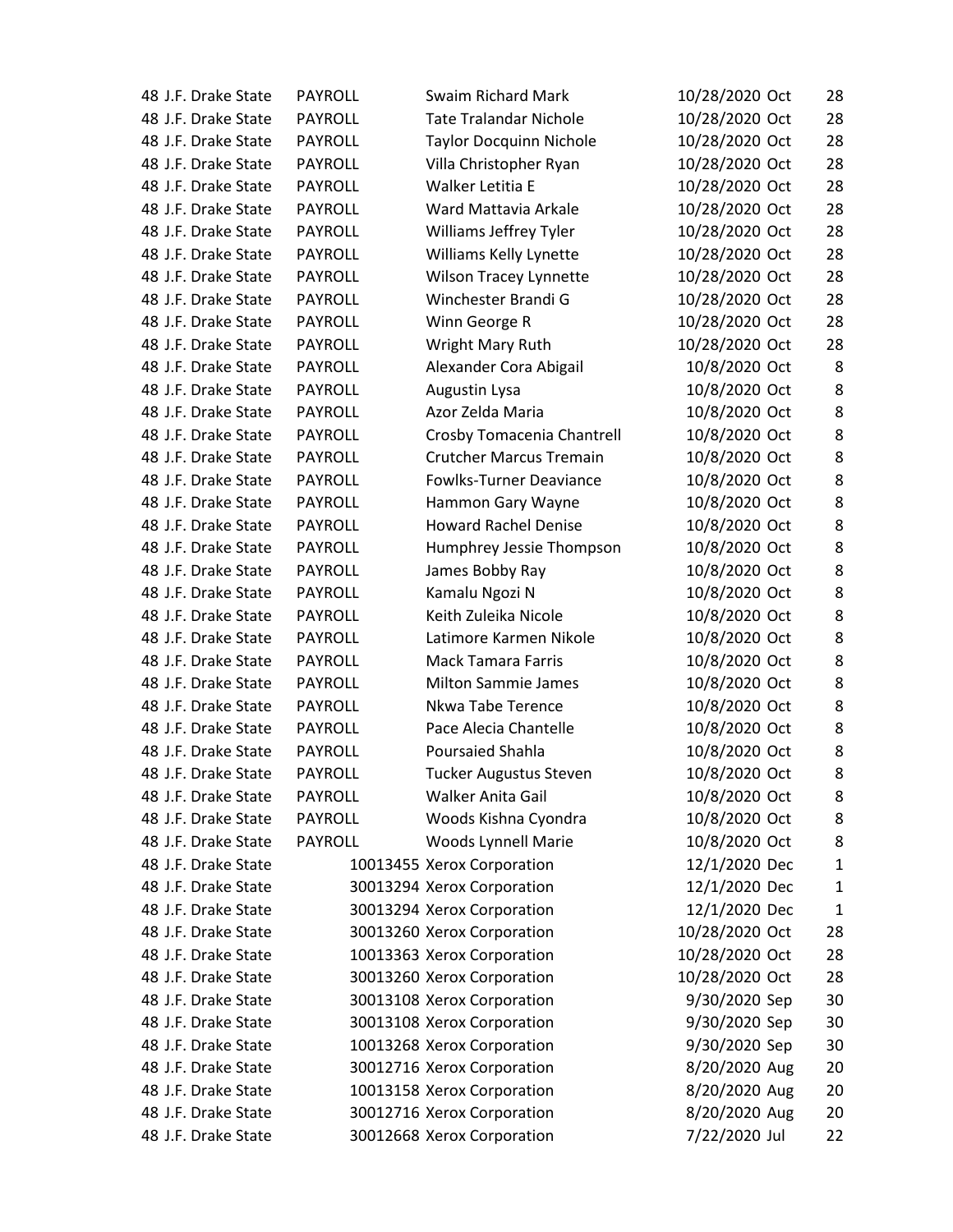| | | | | | | |
|---|---|---|---|---|---|---|
| 48 | J.F. Drake State | PAYROLL | Swaim Richard Mark | 10/28/2020 | Oct | 28 |
| 48 | J.F. Drake State | PAYROLL | Tate Tralandar Nichole | 10/28/2020 | Oct | 28 |
| 48 | J.F. Drake State | PAYROLL | Taylor Docquinn Nichole | 10/28/2020 | Oct | 28 |
| 48 | J.F. Drake State | PAYROLL | Villa Christopher Ryan | 10/28/2020 | Oct | 28 |
| 48 | J.F. Drake State | PAYROLL | Walker Letitia E | 10/28/2020 | Oct | 28 |
| 48 | J.F. Drake State | PAYROLL | Ward Mattavia Arkale | 10/28/2020 | Oct | 28 |
| 48 | J.F. Drake State | PAYROLL | Williams Jeffrey Tyler | 10/28/2020 | Oct | 28 |
| 48 | J.F. Drake State | PAYROLL | Williams Kelly Lynette | 10/28/2020 | Oct | 28 |
| 48 | J.F. Drake State | PAYROLL | Wilson Tracey Lynnette | 10/28/2020 | Oct | 28 |
| 48 | J.F. Drake State | PAYROLL | Winchester Brandi G | 10/28/2020 | Oct | 28 |
| 48 | J.F. Drake State | PAYROLL | Winn George R | 10/28/2020 | Oct | 28 |
| 48 | J.F. Drake State | PAYROLL | Wright Mary Ruth | 10/28/2020 | Oct | 28 |
| 48 | J.F. Drake State | PAYROLL | Alexander Cora Abigail | 10/8/2020 | Oct | 8 |
| 48 | J.F. Drake State | PAYROLL | Augustin Lysa | 10/8/2020 | Oct | 8 |
| 48 | J.F. Drake State | PAYROLL | Azor Zelda Maria | 10/8/2020 | Oct | 8 |
| 48 | J.F. Drake State | PAYROLL | Crosby Tomacenia Chantrell | 10/8/2020 | Oct | 8 |
| 48 | J.F. Drake State | PAYROLL | Crutcher Marcus Tremain | 10/8/2020 | Oct | 8 |
| 48 | J.F. Drake State | PAYROLL | Fowlks-Turner Deaviance | 10/8/2020 | Oct | 8 |
| 48 | J.F. Drake State | PAYROLL | Hammon Gary Wayne | 10/8/2020 | Oct | 8 |
| 48 | J.F. Drake State | PAYROLL | Howard Rachel Denise | 10/8/2020 | Oct | 8 |
| 48 | J.F. Drake State | PAYROLL | Humphrey Jessie Thompson | 10/8/2020 | Oct | 8 |
| 48 | J.F. Drake State | PAYROLL | James Bobby Ray | 10/8/2020 | Oct | 8 |
| 48 | J.F. Drake State | PAYROLL | Kamalu Ngozi N | 10/8/2020 | Oct | 8 |
| 48 | J.F. Drake State | PAYROLL | Keith Zuleika Nicole | 10/8/2020 | Oct | 8 |
| 48 | J.F. Drake State | PAYROLL | Latimore Karmen Nikole | 10/8/2020 | Oct | 8 |
| 48 | J.F. Drake State | PAYROLL | Mack Tamara Farris | 10/8/2020 | Oct | 8 |
| 48 | J.F. Drake State | PAYROLL | Milton Sammie James | 10/8/2020 | Oct | 8 |
| 48 | J.F. Drake State | PAYROLL | Nkwa Tabe Terence | 10/8/2020 | Oct | 8 |
| 48 | J.F. Drake State | PAYROLL | Pace Alecia Chantelle | 10/8/2020 | Oct | 8 |
| 48 | J.F. Drake State | PAYROLL | Poursaied Shahla | 10/8/2020 | Oct | 8 |
| 48 | J.F. Drake State | PAYROLL | Tucker Augustus Steven | 10/8/2020 | Oct | 8 |
| 48 | J.F. Drake State | PAYROLL | Walker Anita Gail | 10/8/2020 | Oct | 8 |
| 48 | J.F. Drake State | PAYROLL | Woods Kishna Cyondra | 10/8/2020 | Oct | 8 |
| 48 | J.F. Drake State | PAYROLL | Woods Lynnell Marie | 10/8/2020 | Oct | 8 |
| 48 | J.F. Drake State | 10013455 | Xerox Corporation | 12/1/2020 | Dec | 1 |
| 48 | J.F. Drake State | 30013294 | Xerox Corporation | 12/1/2020 | Dec | 1 |
| 48 | J.F. Drake State | 30013294 | Xerox Corporation | 12/1/2020 | Dec | 1 |
| 48 | J.F. Drake State | 30013260 | Xerox Corporation | 10/28/2020 | Oct | 28 |
| 48 | J.F. Drake State | 10013363 | Xerox Corporation | 10/28/2020 | Oct | 28 |
| 48 | J.F. Drake State | 30013260 | Xerox Corporation | 10/28/2020 | Oct | 28 |
| 48 | J.F. Drake State | 30013108 | Xerox Corporation | 9/30/2020 | Sep | 30 |
| 48 | J.F. Drake State | 30013108 | Xerox Corporation | 9/30/2020 | Sep | 30 |
| 48 | J.F. Drake State | 10013268 | Xerox Corporation | 9/30/2020 | Sep | 30 |
| 48 | J.F. Drake State | 30012716 | Xerox Corporation | 8/20/2020 | Aug | 20 |
| 48 | J.F. Drake State | 10013158 | Xerox Corporation | 8/20/2020 | Aug | 20 |
| 48 | J.F. Drake State | 30012716 | Xerox Corporation | 8/20/2020 | Aug | 20 |
| 48 | J.F. Drake State | 30012668 | Xerox Corporation | 7/22/2020 | Jul | 22 |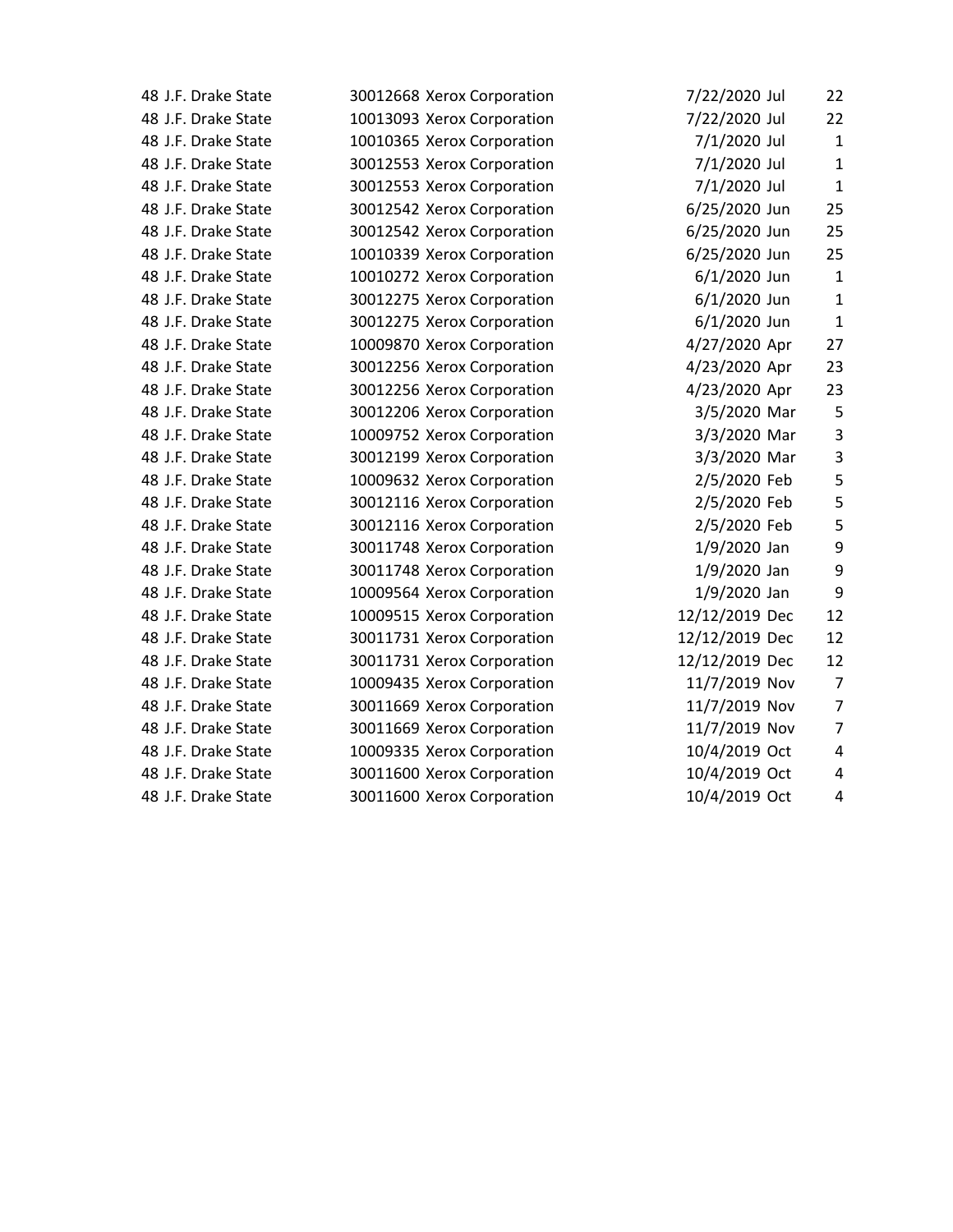| | | | | | | | |
|---|---|---|---|---|---|---|---|
| 48 | J.F. Drake State | 30012668 | Xerox Corporation | 7/22/2020 | Jul | 22 |
| 48 | J.F. Drake State | 10013093 | Xerox Corporation | 7/22/2020 | Jul | 22 |
| 48 | J.F. Drake State | 10010365 | Xerox Corporation | 7/1/2020 | Jul | 1 |
| 48 | J.F. Drake State | 30012553 | Xerox Corporation | 7/1/2020 | Jul | 1 |
| 48 | J.F. Drake State | 30012553 | Xerox Corporation | 7/1/2020 | Jul | 1 |
| 48 | J.F. Drake State | 30012542 | Xerox Corporation | 6/25/2020 | Jun | 25 |
| 48 | J.F. Drake State | 30012542 | Xerox Corporation | 6/25/2020 | Jun | 25 |
| 48 | J.F. Drake State | 10010339 | Xerox Corporation | 6/25/2020 | Jun | 25 |
| 48 | J.F. Drake State | 10010272 | Xerox Corporation | 6/1/2020 | Jun | 1 |
| 48 | J.F. Drake State | 30012275 | Xerox Corporation | 6/1/2020 | Jun | 1 |
| 48 | J.F. Drake State | 30012275 | Xerox Corporation | 6/1/2020 | Jun | 1 |
| 48 | J.F. Drake State | 10009870 | Xerox Corporation | 4/27/2020 | Apr | 27 |
| 48 | J.F. Drake State | 30012256 | Xerox Corporation | 4/23/2020 | Apr | 23 |
| 48 | J.F. Drake State | 30012256 | Xerox Corporation | 4/23/2020 | Apr | 23 |
| 48 | J.F. Drake State | 30012206 | Xerox Corporation | 3/5/2020 | Mar | 5 |
| 48 | J.F. Drake State | 10009752 | Xerox Corporation | 3/3/2020 | Mar | 3 |
| 48 | J.F. Drake State | 30012199 | Xerox Corporation | 3/3/2020 | Mar | 3 |
| 48 | J.F. Drake State | 10009632 | Xerox Corporation | 2/5/2020 | Feb | 5 |
| 48 | J.F. Drake State | 30012116 | Xerox Corporation | 2/5/2020 | Feb | 5 |
| 48 | J.F. Drake State | 30012116 | Xerox Corporation | 2/5/2020 | Feb | 5 |
| 48 | J.F. Drake State | 30011748 | Xerox Corporation | 1/9/2020 | Jan | 9 |
| 48 | J.F. Drake State | 30011748 | Xerox Corporation | 1/9/2020 | Jan | 9 |
| 48 | J.F. Drake State | 10009564 | Xerox Corporation | 1/9/2020 | Jan | 9 |
| 48 | J.F. Drake State | 10009515 | Xerox Corporation | 12/12/2019 | Dec | 12 |
| 48 | J.F. Drake State | 30011731 | Xerox Corporation | 12/12/2019 | Dec | 12 |
| 48 | J.F. Drake State | 30011731 | Xerox Corporation | 12/12/2019 | Dec | 12 |
| 48 | J.F. Drake State | 10009435 | Xerox Corporation | 11/7/2019 | Nov | 7 |
| 48 | J.F. Drake State | 30011669 | Xerox Corporation | 11/7/2019 | Nov | 7 |
| 48 | J.F. Drake State | 30011669 | Xerox Corporation | 11/7/2019 | Nov | 7 |
| 48 | J.F. Drake State | 10009335 | Xerox Corporation | 10/4/2019 | Oct | 4 |
| 48 | J.F. Drake State | 30011600 | Xerox Corporation | 10/4/2019 | Oct | 4 |
| 48 | J.F. Drake State | 30011600 | Xerox Corporation | 10/4/2019 | Oct | 4 |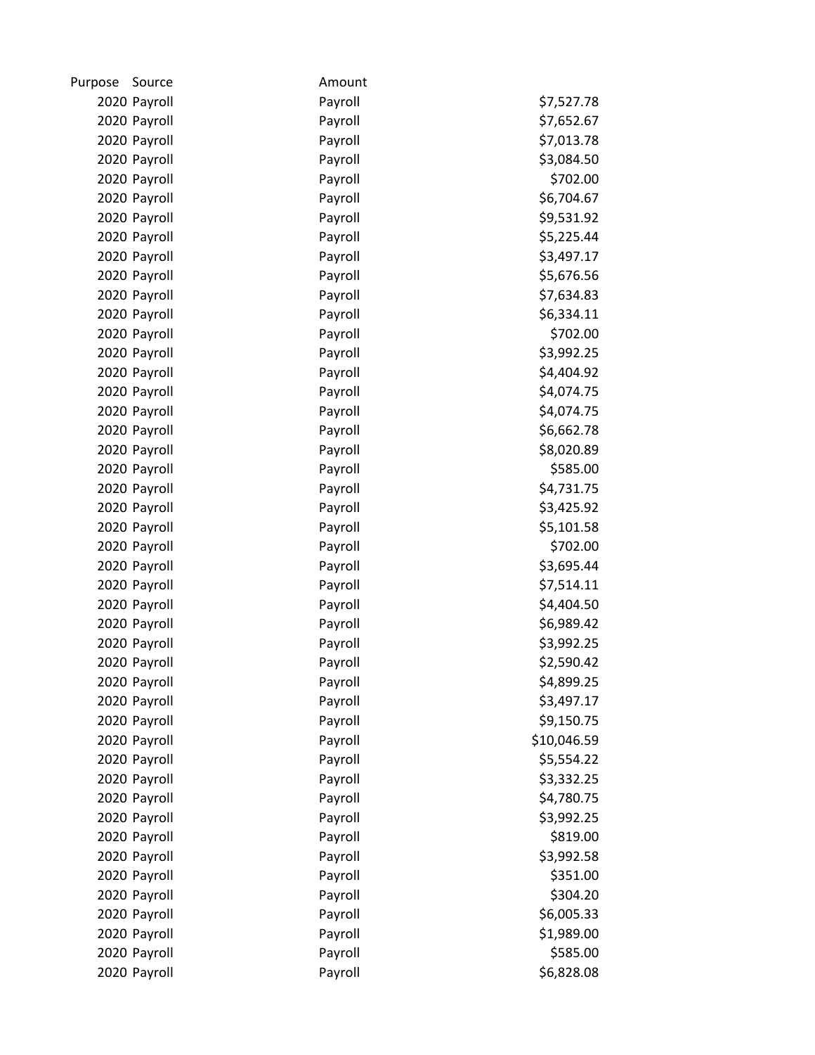| Purpose | Source | Amount | |
|---|---|---|---|
| 2020 | Payroll | Payroll | $7,527.78 |
| 2020 | Payroll | Payroll | $7,652.67 |
| 2020 | Payroll | Payroll | $7,013.78 |
| 2020 | Payroll | Payroll | $3,084.50 |
| 2020 | Payroll | Payroll | $702.00 |
| 2020 | Payroll | Payroll | $6,704.67 |
| 2020 | Payroll | Payroll | $9,531.92 |
| 2020 | Payroll | Payroll | $5,225.44 |
| 2020 | Payroll | Payroll | $3,497.17 |
| 2020 | Payroll | Payroll | $5,676.56 |
| 2020 | Payroll | Payroll | $7,634.83 |
| 2020 | Payroll | Payroll | $6,334.11 |
| 2020 | Payroll | Payroll | $702.00 |
| 2020 | Payroll | Payroll | $3,992.25 |
| 2020 | Payroll | Payroll | $4,404.92 |
| 2020 | Payroll | Payroll | $4,074.75 |
| 2020 | Payroll | Payroll | $4,074.75 |
| 2020 | Payroll | Payroll | $6,662.78 |
| 2020 | Payroll | Payroll | $8,020.89 |
| 2020 | Payroll | Payroll | $585.00 |
| 2020 | Payroll | Payroll | $4,731.75 |
| 2020 | Payroll | Payroll | $3,425.92 |
| 2020 | Payroll | Payroll | $5,101.58 |
| 2020 | Payroll | Payroll | $702.00 |
| 2020 | Payroll | Payroll | $3,695.44 |
| 2020 | Payroll | Payroll | $7,514.11 |
| 2020 | Payroll | Payroll | $4,404.50 |
| 2020 | Payroll | Payroll | $6,989.42 |
| 2020 | Payroll | Payroll | $3,992.25 |
| 2020 | Payroll | Payroll | $2,590.42 |
| 2020 | Payroll | Payroll | $4,899.25 |
| 2020 | Payroll | Payroll | $3,497.17 |
| 2020 | Payroll | Payroll | $9,150.75 |
| 2020 | Payroll | Payroll | $10,046.59 |
| 2020 | Payroll | Payroll | $5,554.22 |
| 2020 | Payroll | Payroll | $3,332.25 |
| 2020 | Payroll | Payroll | $4,780.75 |
| 2020 | Payroll | Payroll | $3,992.25 |
| 2020 | Payroll | Payroll | $819.00 |
| 2020 | Payroll | Payroll | $3,992.58 |
| 2020 | Payroll | Payroll | $351.00 |
| 2020 | Payroll | Payroll | $304.20 |
| 2020 | Payroll | Payroll | $6,005.33 |
| 2020 | Payroll | Payroll | $1,989.00 |
| 2020 | Payroll | Payroll | $585.00 |
| 2020 | Payroll | Payroll | $6,828.08 |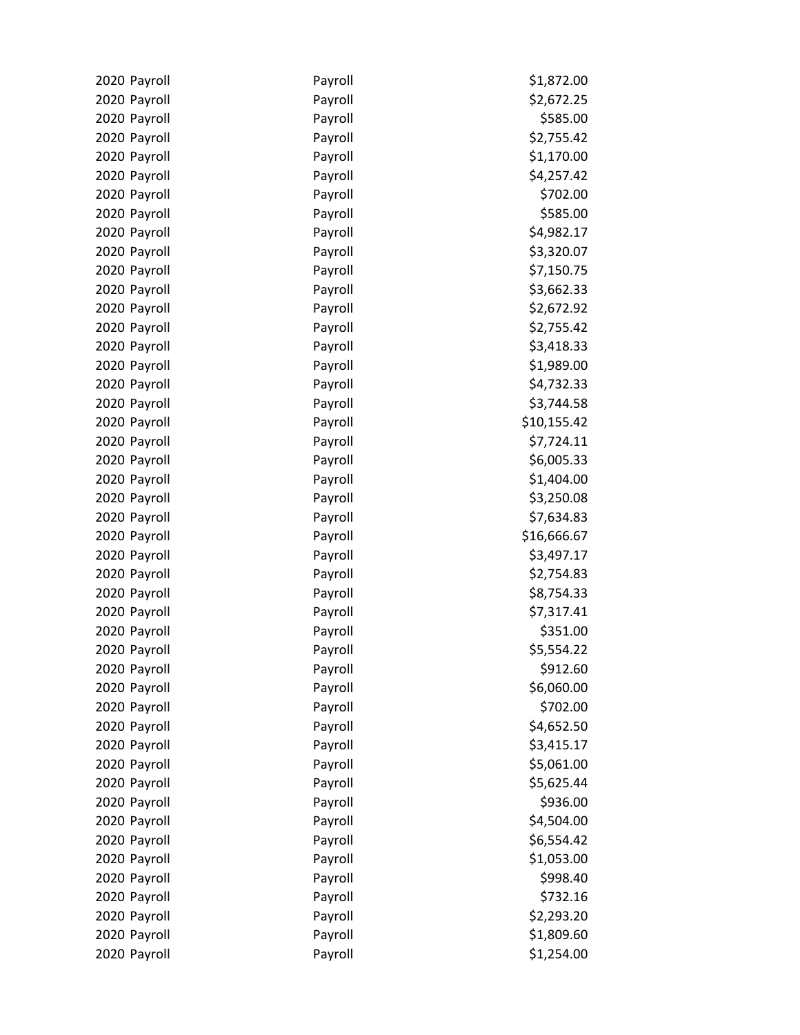| | | |
|---|---|---|
| 2020 Payroll | Payroll | $1,872.00 |
| 2020 Payroll | Payroll | $2,672.25 |
| 2020 Payroll | Payroll | $585.00 |
| 2020 Payroll | Payroll | $2,755.42 |
| 2020 Payroll | Payroll | $1,170.00 |
| 2020 Payroll | Payroll | $4,257.42 |
| 2020 Payroll | Payroll | $702.00 |
| 2020 Payroll | Payroll | $585.00 |
| 2020 Payroll | Payroll | $4,982.17 |
| 2020 Payroll | Payroll | $3,320.07 |
| 2020 Payroll | Payroll | $7,150.75 |
| 2020 Payroll | Payroll | $3,662.33 |
| 2020 Payroll | Payroll | $2,672.92 |
| 2020 Payroll | Payroll | $2,755.42 |
| 2020 Payroll | Payroll | $3,418.33 |
| 2020 Payroll | Payroll | $1,989.00 |
| 2020 Payroll | Payroll | $4,732.33 |
| 2020 Payroll | Payroll | $3,744.58 |
| 2020 Payroll | Payroll | $10,155.42 |
| 2020 Payroll | Payroll | $7,724.11 |
| 2020 Payroll | Payroll | $6,005.33 |
| 2020 Payroll | Payroll | $1,404.00 |
| 2020 Payroll | Payroll | $3,250.08 |
| 2020 Payroll | Payroll | $7,634.83 |
| 2020 Payroll | Payroll | $16,666.67 |
| 2020 Payroll | Payroll | $3,497.17 |
| 2020 Payroll | Payroll | $2,754.83 |
| 2020 Payroll | Payroll | $8,754.33 |
| 2020 Payroll | Payroll | $7,317.41 |
| 2020 Payroll | Payroll | $351.00 |
| 2020 Payroll | Payroll | $5,554.22 |
| 2020 Payroll | Payroll | $912.60 |
| 2020 Payroll | Payroll | $6,060.00 |
| 2020 Payroll | Payroll | $702.00 |
| 2020 Payroll | Payroll | $4,652.50 |
| 2020 Payroll | Payroll | $3,415.17 |
| 2020 Payroll | Payroll | $5,061.00 |
| 2020 Payroll | Payroll | $5,625.44 |
| 2020 Payroll | Payroll | $936.00 |
| 2020 Payroll | Payroll | $4,504.00 |
| 2020 Payroll | Payroll | $6,554.42 |
| 2020 Payroll | Payroll | $1,053.00 |
| 2020 Payroll | Payroll | $998.40 |
| 2020 Payroll | Payroll | $732.16 |
| 2020 Payroll | Payroll | $2,293.20 |
| 2020 Payroll | Payroll | $1,809.60 |
| 2020 Payroll | Payroll | $1,254.00 |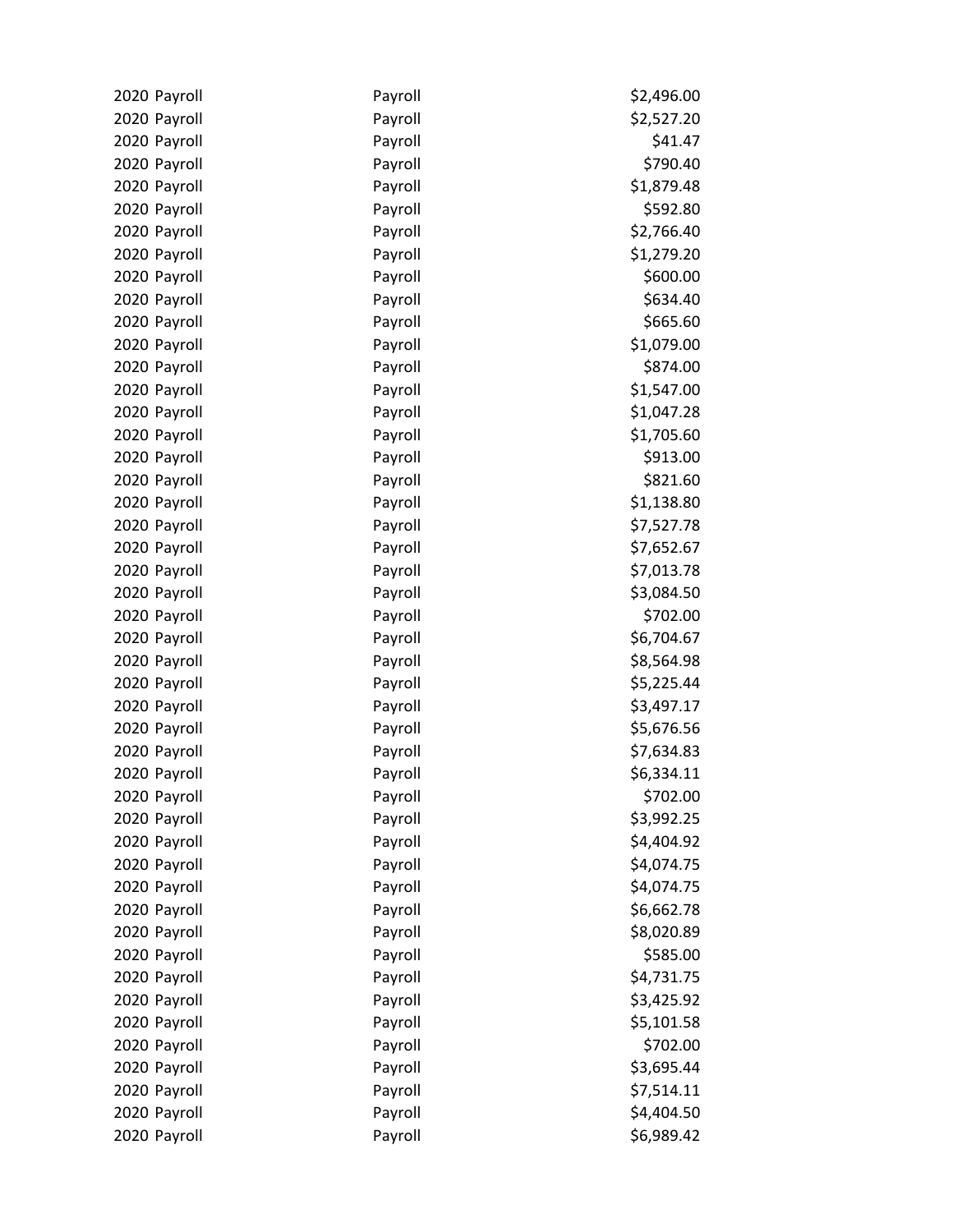| | | |
|---|---|---|
| 2020 Payroll | Payroll | $2,496.00 |
| 2020 Payroll | Payroll | $2,527.20 |
| 2020 Payroll | Payroll | $41.47 |
| 2020 Payroll | Payroll | $790.40 |
| 2020 Payroll | Payroll | $1,879.48 |
| 2020 Payroll | Payroll | $592.80 |
| 2020 Payroll | Payroll | $2,766.40 |
| 2020 Payroll | Payroll | $1,279.20 |
| 2020 Payroll | Payroll | $600.00 |
| 2020 Payroll | Payroll | $634.40 |
| 2020 Payroll | Payroll | $665.60 |
| 2020 Payroll | Payroll | $1,079.00 |
| 2020 Payroll | Payroll | $874.00 |
| 2020 Payroll | Payroll | $1,547.00 |
| 2020 Payroll | Payroll | $1,047.28 |
| 2020 Payroll | Payroll | $1,705.60 |
| 2020 Payroll | Payroll | $913.00 |
| 2020 Payroll | Payroll | $821.60 |
| 2020 Payroll | Payroll | $1,138.80 |
| 2020 Payroll | Payroll | $7,527.78 |
| 2020 Payroll | Payroll | $7,652.67 |
| 2020 Payroll | Payroll | $7,013.78 |
| 2020 Payroll | Payroll | $3,084.50 |
| 2020 Payroll | Payroll | $702.00 |
| 2020 Payroll | Payroll | $6,704.67 |
| 2020 Payroll | Payroll | $8,564.98 |
| 2020 Payroll | Payroll | $5,225.44 |
| 2020 Payroll | Payroll | $3,497.17 |
| 2020 Payroll | Payroll | $5,676.56 |
| 2020 Payroll | Payroll | $7,634.83 |
| 2020 Payroll | Payroll | $6,334.11 |
| 2020 Payroll | Payroll | $702.00 |
| 2020 Payroll | Payroll | $3,992.25 |
| 2020 Payroll | Payroll | $4,404.92 |
| 2020 Payroll | Payroll | $4,074.75 |
| 2020 Payroll | Payroll | $4,074.75 |
| 2020 Payroll | Payroll | $6,662.78 |
| 2020 Payroll | Payroll | $8,020.89 |
| 2020 Payroll | Payroll | $585.00 |
| 2020 Payroll | Payroll | $4,731.75 |
| 2020 Payroll | Payroll | $3,425.92 |
| 2020 Payroll | Payroll | $5,101.58 |
| 2020 Payroll | Payroll | $702.00 |
| 2020 Payroll | Payroll | $3,695.44 |
| 2020 Payroll | Payroll | $7,514.11 |
| 2020 Payroll | Payroll | $4,404.50 |
| 2020 Payroll | Payroll | $6,989.42 |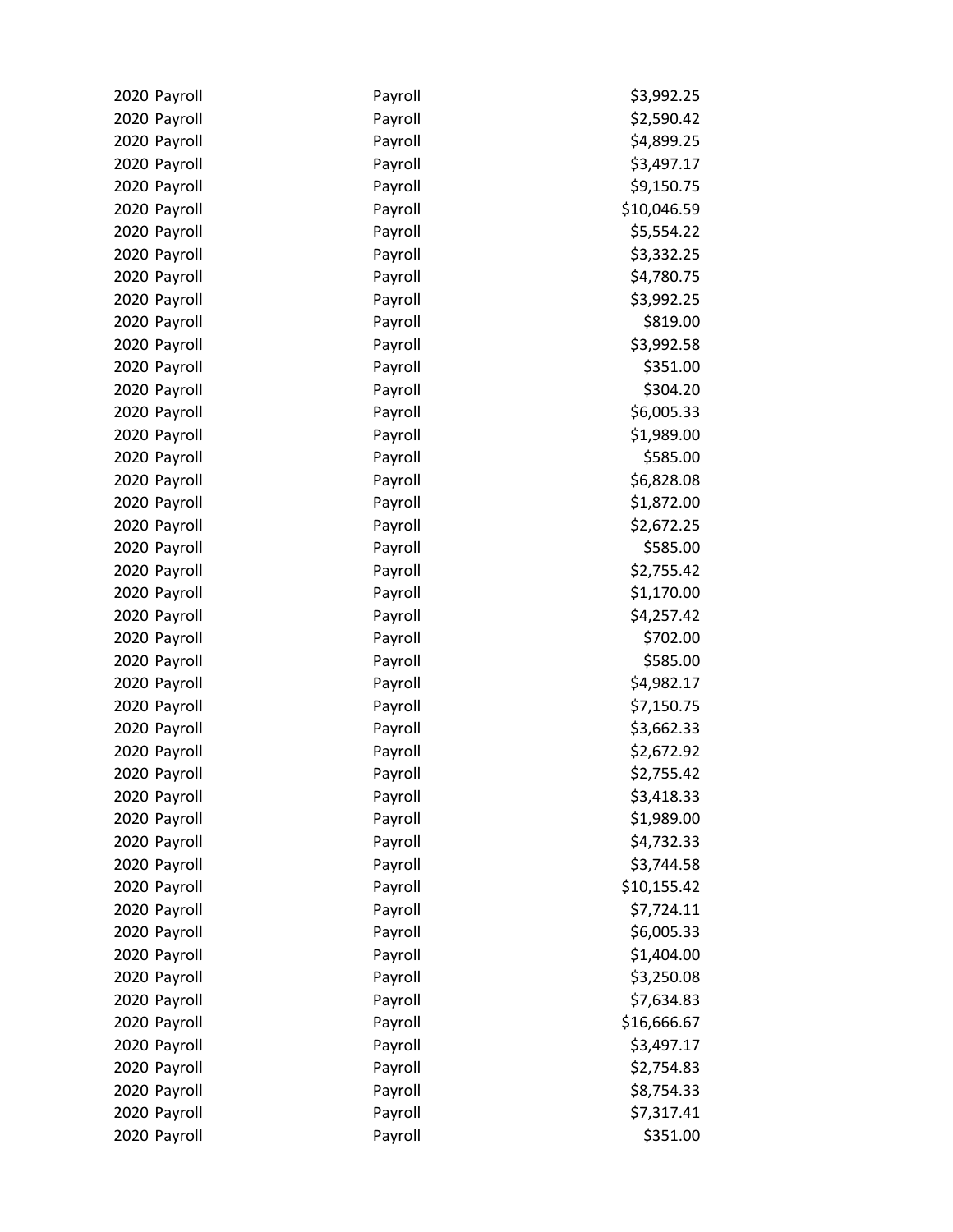| | | |
|---|---|---|
| 2020 Payroll | Payroll | $3,992.25 |
| 2020 Payroll | Payroll | $2,590.42 |
| 2020 Payroll | Payroll | $4,899.25 |
| 2020 Payroll | Payroll | $3,497.17 |
| 2020 Payroll | Payroll | $9,150.75 |
| 2020 Payroll | Payroll | $10,046.59 |
| 2020 Payroll | Payroll | $5,554.22 |
| 2020 Payroll | Payroll | $3,332.25 |
| 2020 Payroll | Payroll | $4,780.75 |
| 2020 Payroll | Payroll | $3,992.25 |
| 2020 Payroll | Payroll | $819.00 |
| 2020 Payroll | Payroll | $3,992.58 |
| 2020 Payroll | Payroll | $351.00 |
| 2020 Payroll | Payroll | $304.20 |
| 2020 Payroll | Payroll | $6,005.33 |
| 2020 Payroll | Payroll | $1,989.00 |
| 2020 Payroll | Payroll | $585.00 |
| 2020 Payroll | Payroll | $6,828.08 |
| 2020 Payroll | Payroll | $1,872.00 |
| 2020 Payroll | Payroll | $2,672.25 |
| 2020 Payroll | Payroll | $585.00 |
| 2020 Payroll | Payroll | $2,755.42 |
| 2020 Payroll | Payroll | $1,170.00 |
| 2020 Payroll | Payroll | $4,257.42 |
| 2020 Payroll | Payroll | $702.00 |
| 2020 Payroll | Payroll | $585.00 |
| 2020 Payroll | Payroll | $4,982.17 |
| 2020 Payroll | Payroll | $7,150.75 |
| 2020 Payroll | Payroll | $3,662.33 |
| 2020 Payroll | Payroll | $2,672.92 |
| 2020 Payroll | Payroll | $2,755.42 |
| 2020 Payroll | Payroll | $3,418.33 |
| 2020 Payroll | Payroll | $1,989.00 |
| 2020 Payroll | Payroll | $4,732.33 |
| 2020 Payroll | Payroll | $3,744.58 |
| 2020 Payroll | Payroll | $10,155.42 |
| 2020 Payroll | Payroll | $7,724.11 |
| 2020 Payroll | Payroll | $6,005.33 |
| 2020 Payroll | Payroll | $1,404.00 |
| 2020 Payroll | Payroll | $3,250.08 |
| 2020 Payroll | Payroll | $7,634.83 |
| 2020 Payroll | Payroll | $16,666.67 |
| 2020 Payroll | Payroll | $3,497.17 |
| 2020 Payroll | Payroll | $2,754.83 |
| 2020 Payroll | Payroll | $8,754.33 |
| 2020 Payroll | Payroll | $7,317.41 |
| 2020 Payroll | Payroll | $351.00 |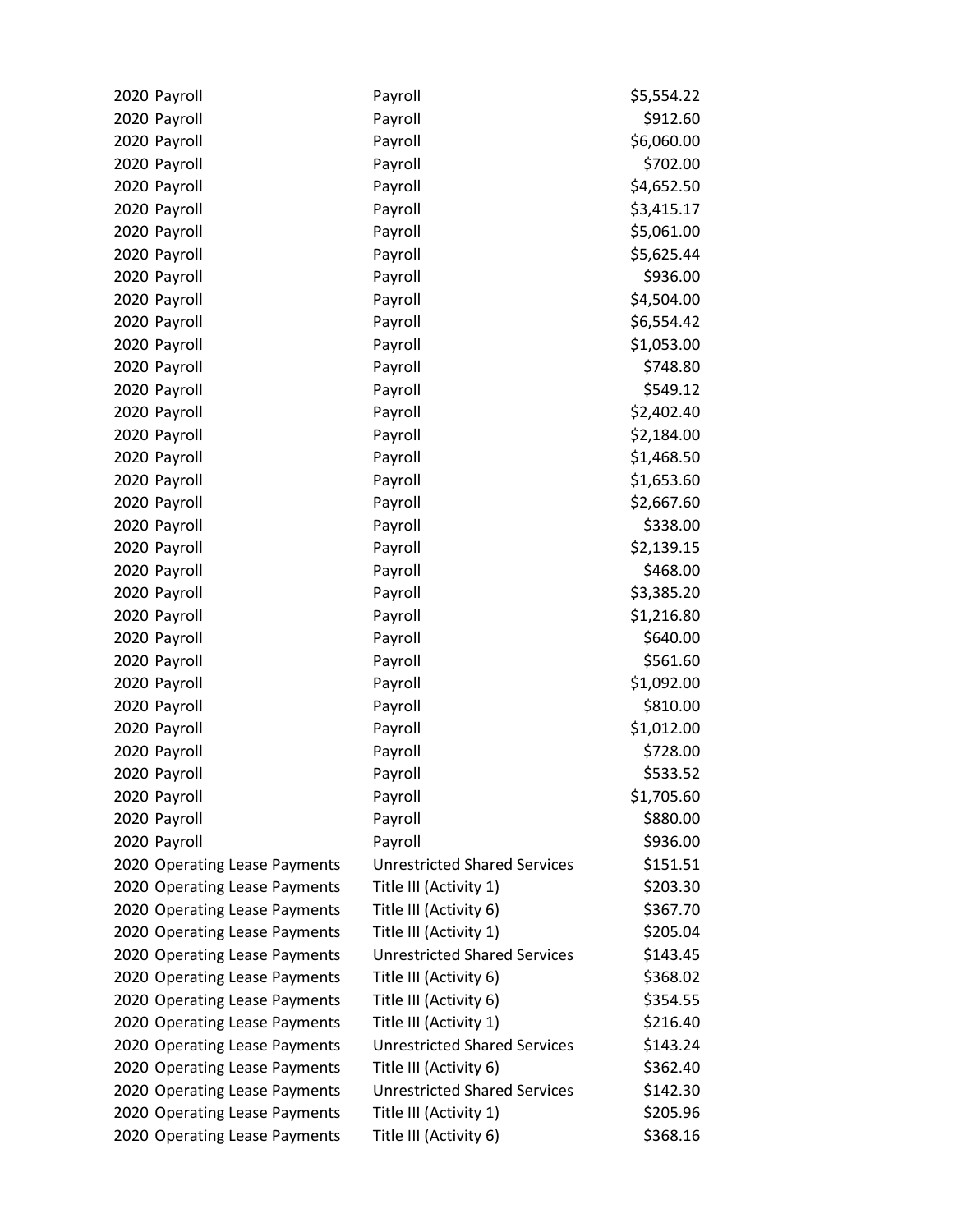| | | | |
|---|---|---|---|
| 2020 | Payroll | Payroll | $5,554.22 |
| 2020 | Payroll | Payroll | $912.60 |
| 2020 | Payroll | Payroll | $6,060.00 |
| 2020 | Payroll | Payroll | $702.00 |
| 2020 | Payroll | Payroll | $4,652.50 |
| 2020 | Payroll | Payroll | $3,415.17 |
| 2020 | Payroll | Payroll | $5,061.00 |
| 2020 | Payroll | Payroll | $5,625.44 |
| 2020 | Payroll | Payroll | $936.00 |
| 2020 | Payroll | Payroll | $4,504.00 |
| 2020 | Payroll | Payroll | $6,554.42 |
| 2020 | Payroll | Payroll | $1,053.00 |
| 2020 | Payroll | Payroll | $748.80 |
| 2020 | Payroll | Payroll | $549.12 |
| 2020 | Payroll | Payroll | $2,402.40 |
| 2020 | Payroll | Payroll | $2,184.00 |
| 2020 | Payroll | Payroll | $1,468.50 |
| 2020 | Payroll | Payroll | $1,653.60 |
| 2020 | Payroll | Payroll | $2,667.60 |
| 2020 | Payroll | Payroll | $338.00 |
| 2020 | Payroll | Payroll | $2,139.15 |
| 2020 | Payroll | Payroll | $468.00 |
| 2020 | Payroll | Payroll | $3,385.20 |
| 2020 | Payroll | Payroll | $1,216.80 |
| 2020 | Payroll | Payroll | $640.00 |
| 2020 | Payroll | Payroll | $561.60 |
| 2020 | Payroll | Payroll | $1,092.00 |
| 2020 | Payroll | Payroll | $810.00 |
| 2020 | Payroll | Payroll | $1,012.00 |
| 2020 | Payroll | Payroll | $728.00 |
| 2020 | Payroll | Payroll | $533.52 |
| 2020 | Payroll | Payroll | $1,705.60 |
| 2020 | Payroll | Payroll | $880.00 |
| 2020 | Payroll | Payroll | $936.00 |
| 2020 | Operating Lease Payments | Unrestricted Shared Services | $151.51 |
| 2020 | Operating Lease Payments | Title III (Activity 1) | $203.30 |
| 2020 | Operating Lease Payments | Title III (Activity 6) | $367.70 |
| 2020 | Operating Lease Payments | Title III (Activity 1) | $205.04 |
| 2020 | Operating Lease Payments | Unrestricted Shared Services | $143.45 |
| 2020 | Operating Lease Payments | Title III (Activity 6) | $368.02 |
| 2020 | Operating Lease Payments | Title III (Activity 6) | $354.55 |
| 2020 | Operating Lease Payments | Title III (Activity 1) | $216.40 |
| 2020 | Operating Lease Payments | Unrestricted Shared Services | $143.24 |
| 2020 | Operating Lease Payments | Title III (Activity 6) | $362.40 |
| 2020 | Operating Lease Payments | Unrestricted Shared Services | $142.30 |
| 2020 | Operating Lease Payments | Title III (Activity 1) | $205.96 |
| 2020 | Operating Lease Payments | Title III (Activity 6) | $368.16 |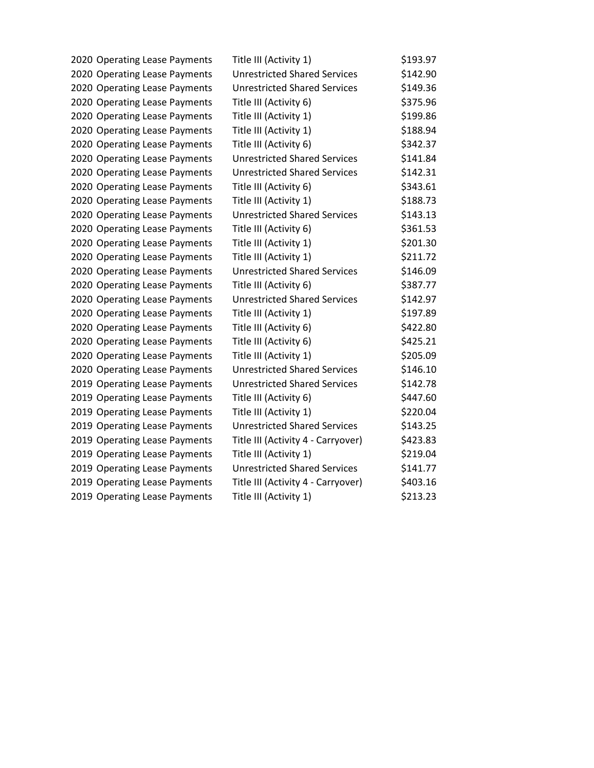| | | | |
|---|---|---|---|
| 2020 | Operating Lease Payments | Title III (Activity 1) | $193.97 |
| 2020 | Operating Lease Payments | Unrestricted Shared Services | $142.90 |
| 2020 | Operating Lease Payments | Unrestricted Shared Services | $149.36 |
| 2020 | Operating Lease Payments | Title III (Activity 6) | $375.96 |
| 2020 | Operating Lease Payments | Title III (Activity 1) | $199.86 |
| 2020 | Operating Lease Payments | Title III (Activity 1) | $188.94 |
| 2020 | Operating Lease Payments | Title III (Activity 6) | $342.37 |
| 2020 | Operating Lease Payments | Unrestricted Shared Services | $141.84 |
| 2020 | Operating Lease Payments | Unrestricted Shared Services | $142.31 |
| 2020 | Operating Lease Payments | Title III (Activity 6) | $343.61 |
| 2020 | Operating Lease Payments | Title III (Activity 1) | $188.73 |
| 2020 | Operating Lease Payments | Unrestricted Shared Services | $143.13 |
| 2020 | Operating Lease Payments | Title III (Activity 6) | $361.53 |
| 2020 | Operating Lease Payments | Title III (Activity 1) | $201.30 |
| 2020 | Operating Lease Payments | Title III (Activity 1) | $211.72 |
| 2020 | Operating Lease Payments | Unrestricted Shared Services | $146.09 |
| 2020 | Operating Lease Payments | Title III (Activity 6) | $387.77 |
| 2020 | Operating Lease Payments | Unrestricted Shared Services | $142.97 |
| 2020 | Operating Lease Payments | Title III (Activity 1) | $197.89 |
| 2020 | Operating Lease Payments | Title III (Activity 6) | $422.80 |
| 2020 | Operating Lease Payments | Title III (Activity 6) | $425.21 |
| 2020 | Operating Lease Payments | Title III (Activity 1) | $205.09 |
| 2020 | Operating Lease Payments | Unrestricted Shared Services | $146.10 |
| 2019 | Operating Lease Payments | Unrestricted Shared Services | $142.78 |
| 2019 | Operating Lease Payments | Title III (Activity 6) | $447.60 |
| 2019 | Operating Lease Payments | Title III (Activity 1) | $220.04 |
| 2019 | Operating Lease Payments | Unrestricted Shared Services | $143.25 |
| 2019 | Operating Lease Payments | Title III (Activity 4 - Carryover) | $423.83 |
| 2019 | Operating Lease Payments | Title III (Activity 1) | $219.04 |
| 2019 | Operating Lease Payments | Unrestricted Shared Services | $141.77 |
| 2019 | Operating Lease Payments | Title III (Activity 4 - Carryover) | $403.16 |
| 2019 | Operating Lease Payments | Title III (Activity 1) | $213.23 |